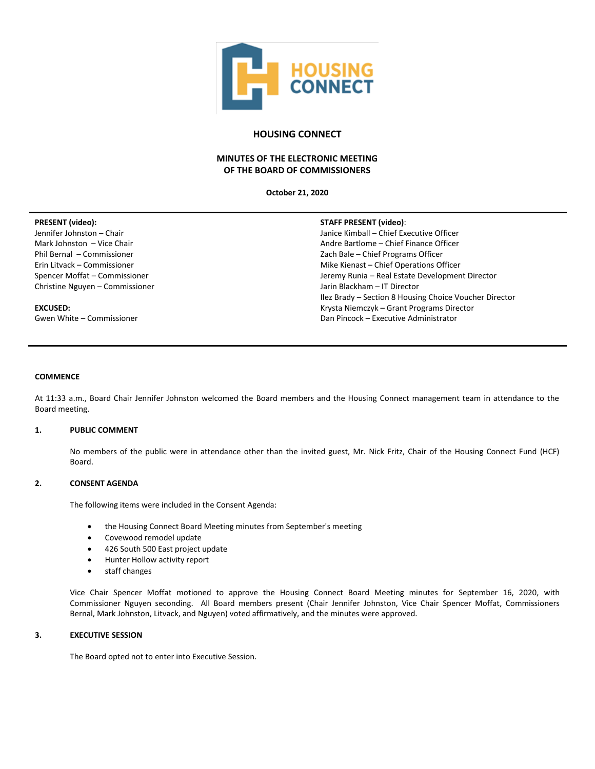# HOUSING CONNECT

## MINUTES OF THE ELECTRONIC MEETING OF THE BOARD OF COMMISSIONERS

**October 21, 2020**

**PRESENT (video):**
Jennifer Johnston – Chair
Mark Johnston – Vice Chair
Phil Bernal – Commissioner
Erin Litvack – Commissioner
Spencer Moffat – Commissioner
Christine Nguyen – Commissioner

**EXCUSED:**
Gwen White – Commissioner

**STAFF PRESENT (video):**
Janice Kimball – Chief Executive Officer
Andre Bartlome – Chief Finance Officer
Zach Bale – Chief Programs Officer
Mike Kienast – Chief Operations Officer
Jeremy Runia – Real Estate Development Director
Jarin Blackham – IT Director
Ilez Brady – Section 8 Housing Choice Voucher Director
Krysta Niemczyk – Grant Programs Director
Dan Pincock – Executive Administrator

**COMMENCE**

At 11:33 a.m., Board Chair Jennifer Johnston welcomed the Board members and the Housing Connect management team in attendance to the Board meeting.

**1. PUBLIC COMMENT**

No members of the public were in attendance other than the invited guest, Mr. Nick Fritz, Chair of the Housing Connect Fund (HCF) Board.

**2. CONSENT AGENDA**

The following items were included in the Consent Agenda:

- the Housing Connect Board Meeting minutes from September's meeting
- Covewood remodel update
- 426 South 500 East project update
- Hunter Hollow activity report
- staff changes

Vice Chair Spencer Moffat motioned to approve the Housing Connect Board Meeting minutes for September 16, 2020, with Commissioner Nguyen seconding. All Board members present (Chair Jennifer Johnston, Vice Chair Spencer Moffat, Commissioners Bernal, Mark Johnston, Litvack, and Nguyen) voted affirmatively, and the minutes were approved.

**3. EXECUTIVE SESSION**

The Board opted not to enter into Executive Session.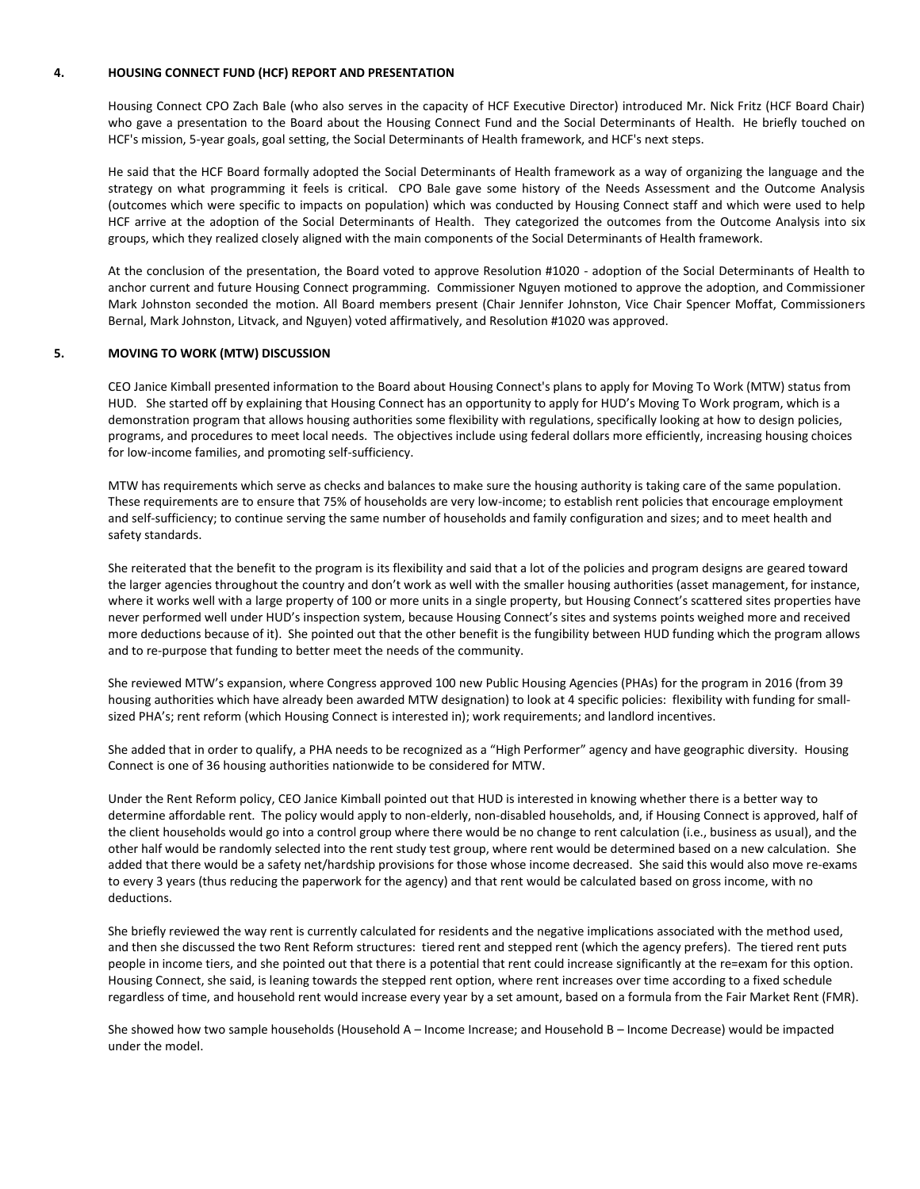## 4. HOUSING CONNECT FUND (HCF) REPORT AND PRESENTATION

Housing Connect CPO Zach Bale (who also serves in the capacity of HCF Executive Director) introduced Mr. Nick Fritz (HCF Board Chair) who gave a presentation to the Board about the Housing Connect Fund and the Social Determinants of Health. He briefly touched on HCF's mission, 5-year goals, goal setting, the Social Determinants of Health framework, and HCF's next steps.

He said that the HCF Board formally adopted the Social Determinants of Health framework as a way of organizing the language and the strategy on what programming it feels is critical. CPO Bale gave some history of the Needs Assessment and the Outcome Analysis (outcomes which were specific to impacts on population) which was conducted by Housing Connect staff and which were used to help HCF arrive at the adoption of the Social Determinants of Health. They categorized the outcomes from the Outcome Analysis into six groups, which they realized closely aligned with the main components of the Social Determinants of Health framework.

At the conclusion of the presentation, the Board voted to approve Resolution #1020 - adoption of the Social Determinants of Health to anchor current and future Housing Connect programming. Commissioner Nguyen motioned to approve the adoption, and Commissioner Mark Johnston seconded the motion. All Board members present (Chair Jennifer Johnston, Vice Chair Spencer Moffat, Commissioners Bernal, Mark Johnston, Litvack, and Nguyen) voted affirmatively, and Resolution #1020 was approved.

## 5. MOVING TO WORK (MTW) DISCUSSION

CEO Janice Kimball presented information to the Board about Housing Connect's plans to apply for Moving To Work (MTW) status from HUD. She started off by explaining that Housing Connect has an opportunity to apply for HUD's Moving To Work program, which is a demonstration program that allows housing authorities some flexibility with regulations, specifically looking at how to design policies, programs, and procedures to meet local needs. The objectives include using federal dollars more efficiently, increasing housing choices for low-income families, and promoting self-sufficiency.

MTW has requirements which serve as checks and balances to make sure the housing authority is taking care of the same population. These requirements are to ensure that 75% of households are very low-income; to establish rent policies that encourage employment and self-sufficiency; to continue serving the same number of households and family configuration and sizes; and to meet health and safety standards.

She reiterated that the benefit to the program is its flexibility and said that a lot of the policies and program designs are geared toward the larger agencies throughout the country and don't work as well with the smaller housing authorities (asset management, for instance, where it works well with a large property of 100 or more units in a single property, but Housing Connect's scattered sites properties have never performed well under HUD's inspection system, because Housing Connect's sites and systems points weighed more and received more deductions because of it). She pointed out that the other benefit is the fungibility between HUD funding which the program allows and to re-purpose that funding to better meet the needs of the community.

She reviewed MTW's expansion, where Congress approved 100 new Public Housing Agencies (PHAs) for the program in 2016 (from 39 housing authorities which have already been awarded MTW designation) to look at 4 specific policies: flexibility with funding for small-sized PHA's; rent reform (which Housing Connect is interested in); work requirements; and landlord incentives.

She added that in order to qualify, a PHA needs to be recognized as a "High Performer" agency and have geographic diversity. Housing Connect is one of 36 housing authorities nationwide to be considered for MTW.

Under the Rent Reform policy, CEO Janice Kimball pointed out that HUD is interested in knowing whether there is a better way to determine affordable rent. The policy would apply to non-elderly, non-disabled households, and, if Housing Connect is approved, half of the client households would go into a control group where there would be no change to rent calculation (i.e., business as usual), and the other half would be randomly selected into the rent study test group, where rent would be determined based on a new calculation. She added that there would be a safety net/hardship provisions for those whose income decreased. She said this would also move re-exams to every 3 years (thus reducing the paperwork for the agency) and that rent would be calculated based on gross income, with no deductions.

She briefly reviewed the way rent is currently calculated for residents and the negative implications associated with the method used, and then she discussed the two Rent Reform structures: tiered rent and stepped rent (which the agency prefers). The tiered rent puts people in income tiers, and she pointed out that there is a potential that rent could increase significantly at the re=exam for this option. Housing Connect, she said, is leaning towards the stepped rent option, where rent increases over time according to a fixed schedule regardless of time, and household rent would increase every year by a set amount, based on a formula from the Fair Market Rent (FMR).

She showed how two sample households (Household A – Income Increase; and Household B – Income Decrease) would be impacted under the model.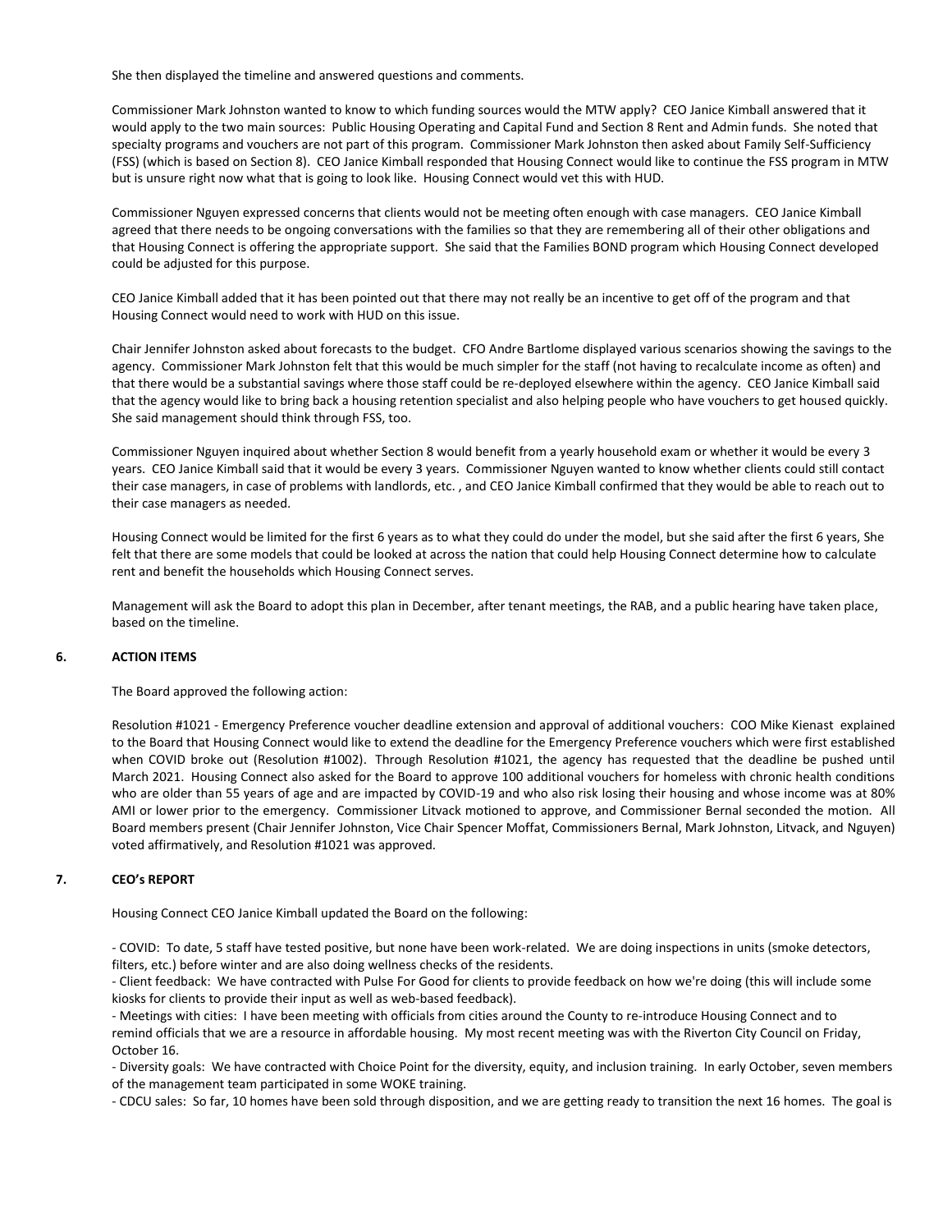She then displayed the timeline and answered questions and comments.

Commissioner Mark Johnston wanted to know to which funding sources would the MTW apply? CEO Janice Kimball answered that it would apply to the two main sources: Public Housing Operating and Capital Fund and Section 8 Rent and Admin funds. She noted that specialty programs and vouchers are not part of this program. Commissioner Mark Johnston then asked about Family Self-Sufficiency (FSS) (which is based on Section 8). CEO Janice Kimball responded that Housing Connect would like to continue the FSS program in MTW but is unsure right now what that is going to look like. Housing Connect would vet this with HUD.

Commissioner Nguyen expressed concerns that clients would not be meeting often enough with case managers. CEO Janice Kimball agreed that there needs to be ongoing conversations with the families so that they are remembering all of their other obligations and that Housing Connect is offering the appropriate support. She said that the Families BOND program which Housing Connect developed could be adjusted for this purpose.

CEO Janice Kimball added that it has been pointed out that there may not really be an incentive to get off of the program and that Housing Connect would need to work with HUD on this issue.

Chair Jennifer Johnston asked about forecasts to the budget. CFO Andre Bartlome displayed various scenarios showing the savings to the agency. Commissioner Mark Johnston felt that this would be much simpler for the staff (not having to recalculate income as often) and that there would be a substantial savings where those staff could be re-deployed elsewhere within the agency. CEO Janice Kimball said that the agency would like to bring back a housing retention specialist and also helping people who have vouchers to get housed quickly. She said management should think through FSS, too.

Commissioner Nguyen inquired about whether Section 8 would benefit from a yearly household exam or whether it would be every 3 years. CEO Janice Kimball said that it would be every 3 years. Commissioner Nguyen wanted to know whether clients could still contact their case managers, in case of problems with landlords, etc. , and CEO Janice Kimball confirmed that they would be able to reach out to their case managers as needed.

Housing Connect would be limited for the first 6 years as to what they could do under the model, but she said after the first 6 years, She felt that there are some models that could be looked at across the nation that could help Housing Connect determine how to calculate rent and benefit the households which Housing Connect serves.

Management will ask the Board to adopt this plan in December, after tenant meetings, the RAB, and a public hearing have taken place, based on the timeline.

## 6. ACTION ITEMS

The Board approved the following action:

Resolution #1021 - Emergency Preference voucher deadline extension and approval of additional vouchers: COO Mike Kienast explained to the Board that Housing Connect would like to extend the deadline for the Emergency Preference vouchers which were first established when COVID broke out (Resolution #1002). Through Resolution #1021, the agency has requested that the deadline be pushed until March 2021. Housing Connect also asked for the Board to approve 100 additional vouchers for homeless with chronic health conditions who are older than 55 years of age and are impacted by COVID-19 and who also risk losing their housing and whose income was at 80% AMI or lower prior to the emergency. Commissioner Litvack motioned to approve, and Commissioner Bernal seconded the motion. All Board members present (Chair Jennifer Johnston, Vice Chair Spencer Moffat, Commissioners Bernal, Mark Johnston, Litvack, and Nguyen) voted affirmatively, and Resolution #1021 was approved.

## 7. CEO's REPORT

Housing Connect CEO Janice Kimball updated the Board on the following:

- COVID: To date, 5 staff have tested positive, but none have been work-related. We are doing inspections in units (smoke detectors, filters, etc.) before winter and are also doing wellness checks of the residents.
- Client feedback: We have contracted with Pulse For Good for clients to provide feedback on how we're doing (this will include some kiosks for clients to provide their input as well as web-based feedback).
- Meetings with cities: I have been meeting with officials from cities around the County to re-introduce Housing Connect and to remind officials that we are a resource in affordable housing. My most recent meeting was with the Riverton City Council on Friday, October 16.
- Diversity goals: We have contracted with Choice Point for the diversity, equity, and inclusion training. In early October, seven members of the management team participated in some WOKE training.
- CDCU sales: So far, 10 homes have been sold through disposition, and we are getting ready to transition the next 16 homes. The goal is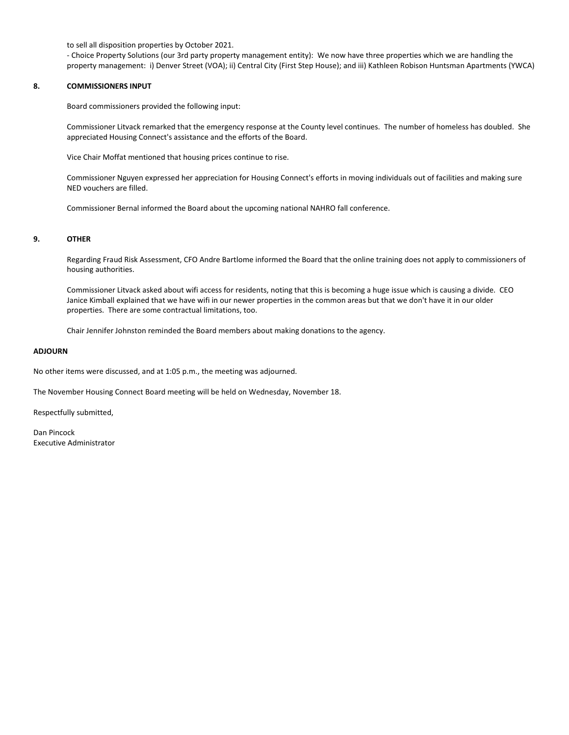to sell all disposition properties by October 2021.

- Choice Property Solutions (our 3rd party property management entity): We now have three properties which we are handling the property management: i) Denver Street (VOA); ii) Central City (First Step House); and iii) Kathleen Robison Huntsman Apartments (YWCA)

## 8. COMMISSIONERS INPUT

Board commissioners provided the following input:

Commissioner Litvack remarked that the emergency response at the County level continues. The number of homeless has doubled. She appreciated Housing Connect's assistance and the efforts of the Board.

Vice Chair Moffat mentioned that housing prices continue to rise.

Commissioner Nguyen expressed her appreciation for Housing Connect's efforts in moving individuals out of facilities and making sure NED vouchers are filled.

Commissioner Bernal informed the Board about the upcoming national NAHRO fall conference.

## 9. OTHER

Regarding Fraud Risk Assessment, CFO Andre Bartlome informed the Board that the online training does not apply to commissioners of housing authorities.

Commissioner Litvack asked about wifi access for residents, noting that this is becoming a huge issue which is causing a divide. CEO Janice Kimball explained that we have wifi in our newer properties in the common areas but that we don't have it in our older properties. There are some contractual limitations, too.

Chair Jennifer Johnston reminded the Board members about making donations to the agency.

## ADJOURN

No other items were discussed, and at 1:05 p.m., the meeting was adjourned.

The November Housing Connect Board meeting will be held on Wednesday, November 18.

Respectfully submitted,

Dan Pincock
Executive Administrator